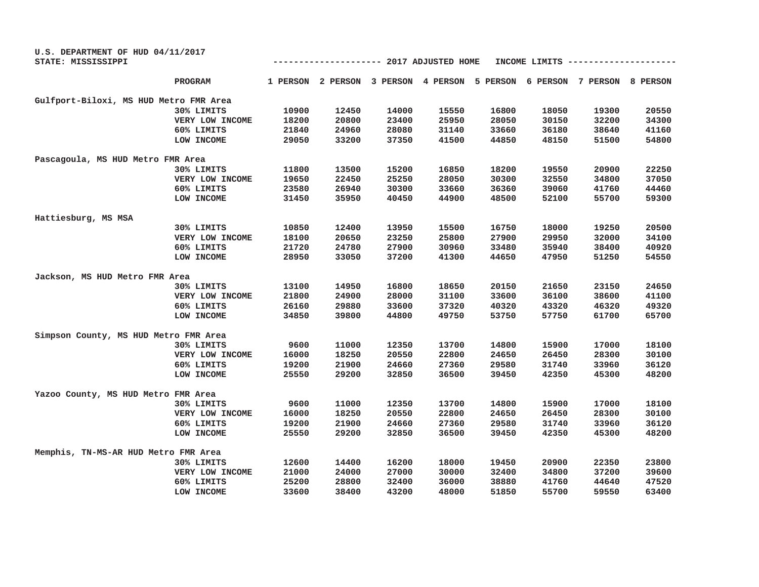U.S. DEPARTMENT OF HUD 04/11/2017
STATE: MISSISSIPPI

## -------------------- 2017 ADJUSTED HOME INCOME LIMITS --------------------

| | PROGRAM | 1 PERSON | 2 PERSON | 3 PERSON | 4 PERSON | 5 PERSON | 6 PERSON | 7 PERSON | 8 PERSON |
|---|---|---|---|---|---|---|---|---|---|
| Gulfport-Biloxi, MS HUD Metro FMR Area | | | | | | | | | |
| | 30% LIMITS | 10900 | 12450 | 14000 | 15550 | 16800 | 18050 | 19300 | 20550 |
| | VERY LOW INCOME | 18200 | 20800 | 23400 | 25950 | 28050 | 30150 | 32200 | 34300 |
| | 60% LIMITS | 21840 | 24960 | 28080 | 31140 | 33660 | 36180 | 38640 | 41160 |
| | LOW INCOME | 29050 | 33200 | 37350 | 41500 | 44850 | 48150 | 51500 | 54800 |
| Pascagoula, MS HUD Metro FMR Area | | | | | | | | | |
| | 30% LIMITS | 11800 | 13500 | 15200 | 16850 | 18200 | 19550 | 20900 | 22250 |
| | VERY LOW INCOME | 19650 | 22450 | 25250 | 28050 | 30300 | 32550 | 34800 | 37050 |
| | 60% LIMITS | 23580 | 26940 | 30300 | 33660 | 36360 | 39060 | 41760 | 44460 |
| | LOW INCOME | 31450 | 35950 | 40450 | 44900 | 48500 | 52100 | 55700 | 59300 |
| Hattiesburg, MS MSA | | | | | | | | | |
| | 30% LIMITS | 10850 | 12400 | 13950 | 15500 | 16750 | 18000 | 19250 | 20500 |
| | VERY LOW INCOME | 18100 | 20650 | 23250 | 25800 | 27900 | 29950 | 32000 | 34100 |
| | 60% LIMITS | 21720 | 24780 | 27900 | 30960 | 33480 | 35940 | 38400 | 40920 |
| | LOW INCOME | 28950 | 33050 | 37200 | 41300 | 44650 | 47950 | 51250 | 54550 |
| Jackson, MS HUD Metro FMR Area | | | | | | | | | |
| | 30% LIMITS | 13100 | 14950 | 16800 | 18650 | 20150 | 21650 | 23150 | 24650 |
| | VERY LOW INCOME | 21800 | 24900 | 28000 | 31100 | 33600 | 36100 | 38600 | 41100 |
| | 60% LIMITS | 26160 | 29880 | 33600 | 37320 | 40320 | 43320 | 46320 | 49320 |
| | LOW INCOME | 34850 | 39800 | 44800 | 49750 | 53750 | 57750 | 61700 | 65700 |
| Simpson County, MS HUD Metro FMR Area | | | | | | | | | |
| | 30% LIMITS | 9600 | 11000 | 12350 | 13700 | 14800 | 15900 | 17000 | 18100 |
| | VERY LOW INCOME | 16000 | 18250 | 20550 | 22800 | 24650 | 26450 | 28300 | 30100 |
| | 60% LIMITS | 19200 | 21900 | 24660 | 27360 | 29580 | 31740 | 33960 | 36120 |
| | LOW INCOME | 25550 | 29200 | 32850 | 36500 | 39450 | 42350 | 45300 | 48200 |
| Yazoo County, MS HUD Metro FMR Area | | | | | | | | | |
| | 30% LIMITS | 9600 | 11000 | 12350 | 13700 | 14800 | 15900 | 17000 | 18100 |
| | VERY LOW INCOME | 16000 | 18250 | 20550 | 22800 | 24650 | 26450 | 28300 | 30100 |
| | 60% LIMITS | 19200 | 21900 | 24660 | 27360 | 29580 | 31740 | 33960 | 36120 |
| | LOW INCOME | 25550 | 29200 | 32850 | 36500 | 39450 | 42350 | 45300 | 48200 |
| Memphis, TN-MS-AR HUD Metro FMR Area | | | | | | | | | |
| | 30% LIMITS | 12600 | 14400 | 16200 | 18000 | 19450 | 20900 | 22350 | 23800 |
| | VERY LOW INCOME | 21000 | 24000 | 27000 | 30000 | 32400 | 34800 | 37200 | 39600 |
| | 60% LIMITS | 25200 | 28800 | 32400 | 36000 | 38880 | 41760 | 44640 | 47520 |
| | LOW INCOME | 33600 | 38400 | 43200 | 48000 | 51850 | 55700 | 59550 | 63400 |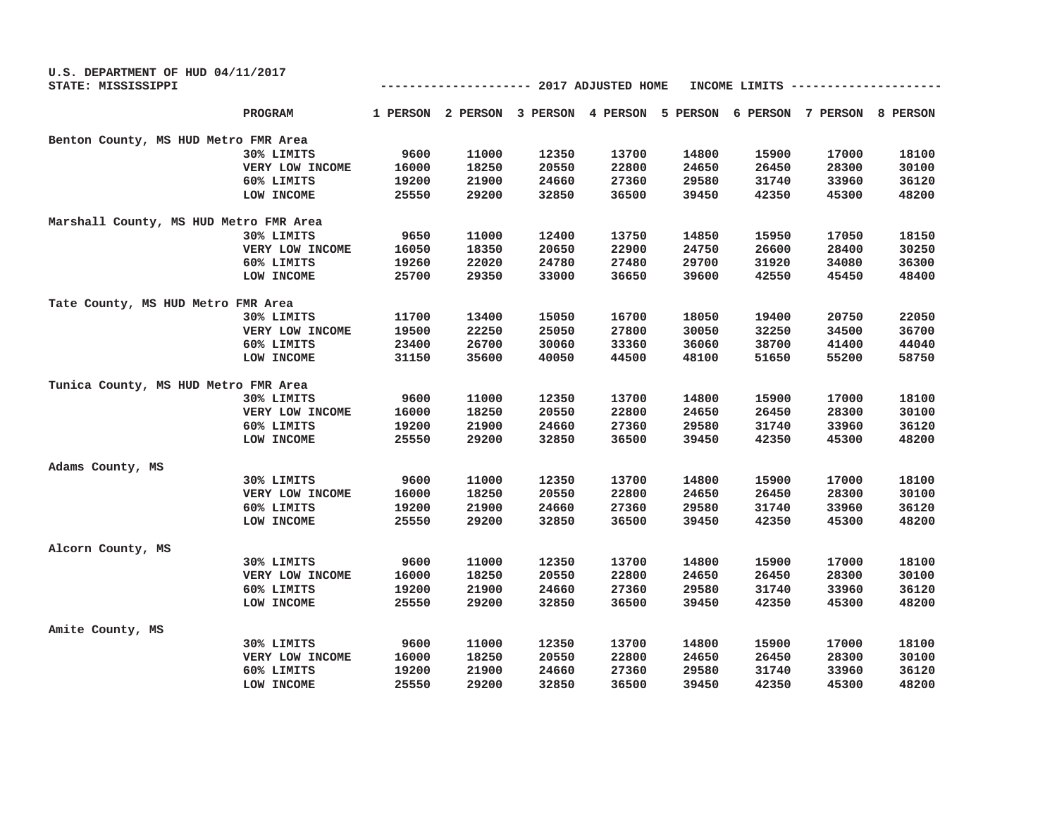U.S. DEPARTMENT OF HUD 04/11/2017
STATE: MISSISSIPPI

--------------------- 2017 ADJUSTED HOME INCOME LIMITS ---------------------

| | PROGRAM | 1 PERSON | 2 PERSON | 3 PERSON | 4 PERSON | 5 PERSON | 6 PERSON | 7 PERSON | 8 PERSON |
|---|---|---|---|---|---|---|---|---|---|
| Benton County, MS HUD Metro FMR Area | | | | | | | | | |
| | 30% LIMITS | 9600 | 11000 | 12350 | 13700 | 14800 | 15900 | 17000 | 18100 |
| | VERY LOW INCOME | 16000 | 18250 | 20550 | 22800 | 24650 | 26450 | 28300 | 30100 |
| | 60% LIMITS | 19200 | 21900 | 24660 | 27360 | 29580 | 31740 | 33960 | 36120 |
| | LOW INCOME | 25550 | 29200 | 32850 | 36500 | 39450 | 42350 | 45300 | 48200 |
| Marshall County, MS HUD Metro FMR Area | | | | | | | | | |
| | 30% LIMITS | 9650 | 11000 | 12400 | 13750 | 14850 | 15950 | 17050 | 18150 |
| | VERY LOW INCOME | 16050 | 18350 | 20650 | 22900 | 24750 | 26600 | 28400 | 30250 |
| | 60% LIMITS | 19260 | 22020 | 24780 | 27480 | 29700 | 31920 | 34080 | 36300 |
| | LOW INCOME | 25700 | 29350 | 33000 | 36650 | 39600 | 42550 | 45450 | 48400 |
| Tate County, MS HUD Metro FMR Area | | | | | | | | | |
| | 30% LIMITS | 11700 | 13400 | 15050 | 16700 | 18050 | 19400 | 20750 | 22050 |
| | VERY LOW INCOME | 19500 | 22250 | 25050 | 27800 | 30050 | 32250 | 34500 | 36700 |
| | 60% LIMITS | 23400 | 26700 | 30060 | 33360 | 36060 | 38700 | 41400 | 44040 |
| | LOW INCOME | 31150 | 35600 | 40050 | 44500 | 48100 | 51650 | 55200 | 58750 |
| Tunica County, MS HUD Metro FMR Area | | | | | | | | | |
| | 30% LIMITS | 9600 | 11000 | 12350 | 13700 | 14800 | 15900 | 17000 | 18100 |
| | VERY LOW INCOME | 16000 | 18250 | 20550 | 22800 | 24650 | 26450 | 28300 | 30100 |
| | 60% LIMITS | 19200 | 21900 | 24660 | 27360 | 29580 | 31740 | 33960 | 36120 |
| | LOW INCOME | 25550 | 29200 | 32850 | 36500 | 39450 | 42350 | 45300 | 48200 |
| Adams County, MS | | | | | | | | | |
| | 30% LIMITS | 9600 | 11000 | 12350 | 13700 | 14800 | 15900 | 17000 | 18100 |
| | VERY LOW INCOME | 16000 | 18250 | 20550 | 22800 | 24650 | 26450 | 28300 | 30100 |
| | 60% LIMITS | 19200 | 21900 | 24660 | 27360 | 29580 | 31740 | 33960 | 36120 |
| | LOW INCOME | 25550 | 29200 | 32850 | 36500 | 39450 | 42350 | 45300 | 48200 |
| Alcorn County, MS | | | | | | | | | |
| | 30% LIMITS | 9600 | 11000 | 12350 | 13700 | 14800 | 15900 | 17000 | 18100 |
| | VERY LOW INCOME | 16000 | 18250 | 20550 | 22800 | 24650 | 26450 | 28300 | 30100 |
| | 60% LIMITS | 19200 | 21900 | 24660 | 27360 | 29580 | 31740 | 33960 | 36120 |
| | LOW INCOME | 25550 | 29200 | 32850 | 36500 | 39450 | 42350 | 45300 | 48200 |
| Amite County, MS | | | | | | | | | |
| | 30% LIMITS | 9600 | 11000 | 12350 | 13700 | 14800 | 15900 | 17000 | 18100 |
| | VERY LOW INCOME | 16000 | 18250 | 20550 | 22800 | 24650 | 26450 | 28300 | 30100 |
| | 60% LIMITS | 19200 | 21900 | 24660 | 27360 | 29580 | 31740 | 33960 | 36120 |
| | LOW INCOME | 25550 | 29200 | 32850 | 36500 | 39450 | 42350 | 45300 | 48200 |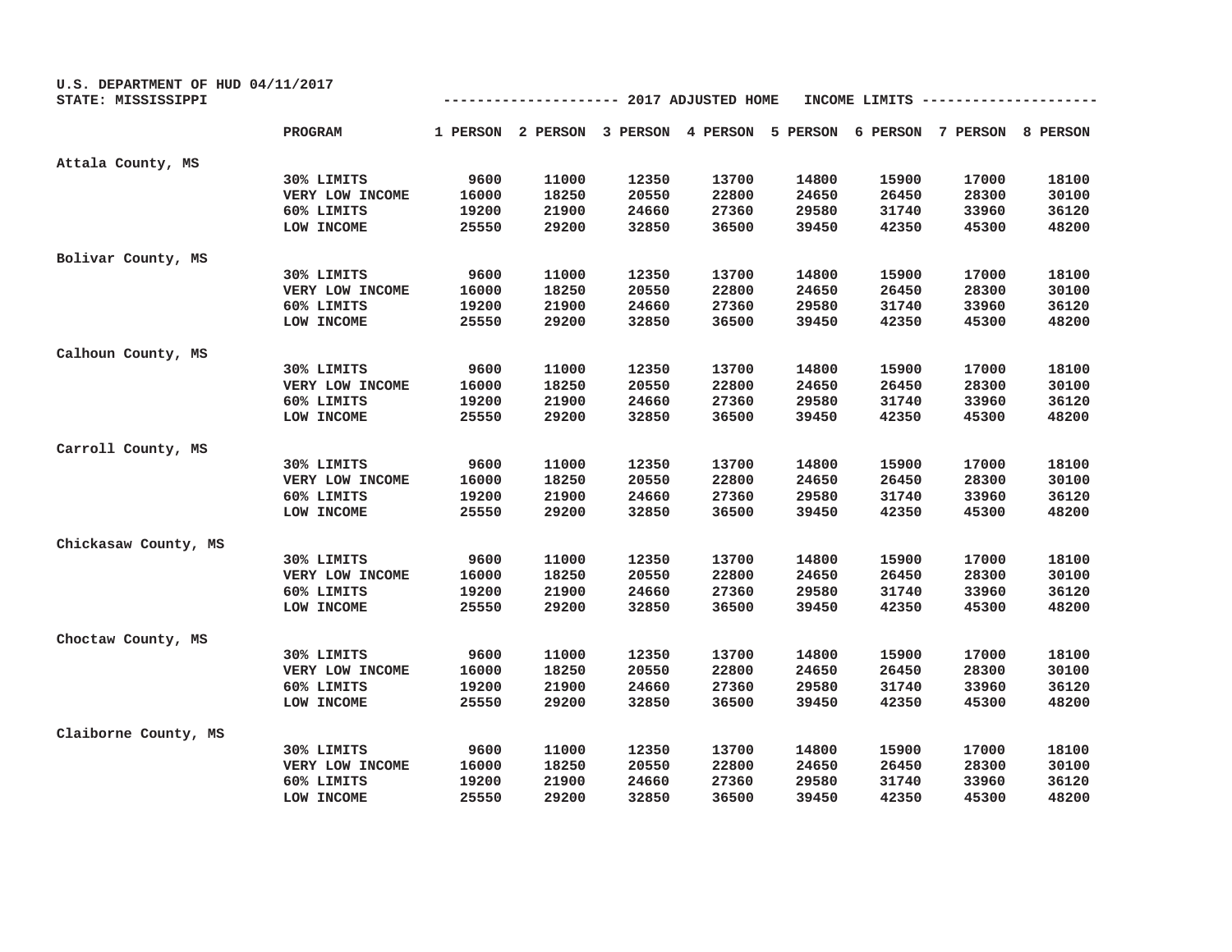U.S. DEPARTMENT OF HUD 04/11/2017
STATE: MISSISSIPPI

## 2017 ADJUSTED HOME INCOME LIMITS

| | PROGRAM | 1 PERSON | 2 PERSON | 3 PERSON | 4 PERSON | 5 PERSON | 6 PERSON | 7 PERSON | 8 PERSON |
|---|---|---|---|---|---|---|---|---|---|
| Attala County, MS | | | | | | | | | |
| | 30% LIMITS | 9600 | 11000 | 12350 | 13700 | 14800 | 15900 | 17000 | 18100 |
| | VERY LOW INCOME | 16000 | 18250 | 20550 | 22800 | 24650 | 26450 | 28300 | 30100 |
| | 60% LIMITS | 19200 | 21900 | 24660 | 27360 | 29580 | 31740 | 33960 | 36120 |
| | LOW INCOME | 25550 | 29200 | 32850 | 36500 | 39450 | 42350 | 45300 | 48200 |
| Bolivar County, MS | | | | | | | | | |
| | 30% LIMITS | 9600 | 11000 | 12350 | 13700 | 14800 | 15900 | 17000 | 18100 |
| | VERY LOW INCOME | 16000 | 18250 | 20550 | 22800 | 24650 | 26450 | 28300 | 30100 |
| | 60% LIMITS | 19200 | 21900 | 24660 | 27360 | 29580 | 31740 | 33960 | 36120 |
| | LOW INCOME | 25550 | 29200 | 32850 | 36500 | 39450 | 42350 | 45300 | 48200 |
| Calhoun County, MS | | | | | | | | | |
| | 30% LIMITS | 9600 | 11000 | 12350 | 13700 | 14800 | 15900 | 17000 | 18100 |
| | VERY LOW INCOME | 16000 | 18250 | 20550 | 22800 | 24650 | 26450 | 28300 | 30100 |
| | 60% LIMITS | 19200 | 21900 | 24660 | 27360 | 29580 | 31740 | 33960 | 36120 |
| | LOW INCOME | 25550 | 29200 | 32850 | 36500 | 39450 | 42350 | 45300 | 48200 |
| Carroll County, MS | | | | | | | | | |
| | 30% LIMITS | 9600 | 11000 | 12350 | 13700 | 14800 | 15900 | 17000 | 18100 |
| | VERY LOW INCOME | 16000 | 18250 | 20550 | 22800 | 24650 | 26450 | 28300 | 30100 |
| | 60% LIMITS | 19200 | 21900 | 24660 | 27360 | 29580 | 31740 | 33960 | 36120 |
| | LOW INCOME | 25550 | 29200 | 32850 | 36500 | 39450 | 42350 | 45300 | 48200 |
| Chickasaw County, MS | | | | | | | | | |
| | 30% LIMITS | 9600 | 11000 | 12350 | 13700 | 14800 | 15900 | 17000 | 18100 |
| | VERY LOW INCOME | 16000 | 18250 | 20550 | 22800 | 24650 | 26450 | 28300 | 30100 |
| | 60% LIMITS | 19200 | 21900 | 24660 | 27360 | 29580 | 31740 | 33960 | 36120 |
| | LOW INCOME | 25550 | 29200 | 32850 | 36500 | 39450 | 42350 | 45300 | 48200 |
| Choctaw County, MS | | | | | | | | | |
| | 30% LIMITS | 9600 | 11000 | 12350 | 13700 | 14800 | 15900 | 17000 | 18100 |
| | VERY LOW INCOME | 16000 | 18250 | 20550 | 22800 | 24650 | 26450 | 28300 | 30100 |
| | 60% LIMITS | 19200 | 21900 | 24660 | 27360 | 29580 | 31740 | 33960 | 36120 |
| | LOW INCOME | 25550 | 29200 | 32850 | 36500 | 39450 | 42350 | 45300 | 48200 |
| Claiborne County, MS | | | | | | | | | |
| | 30% LIMITS | 9600 | 11000 | 12350 | 13700 | 14800 | 15900 | 17000 | 18100 |
| | VERY LOW INCOME | 16000 | 18250 | 20550 | 22800 | 24650 | 26450 | 28300 | 30100 |
| | 60% LIMITS | 19200 | 21900 | 24660 | 27360 | 29580 | 31740 | 33960 | 36120 |
| | LOW INCOME | 25550 | 29200 | 32850 | 36500 | 39450 | 42350 | 45300 | 48200 |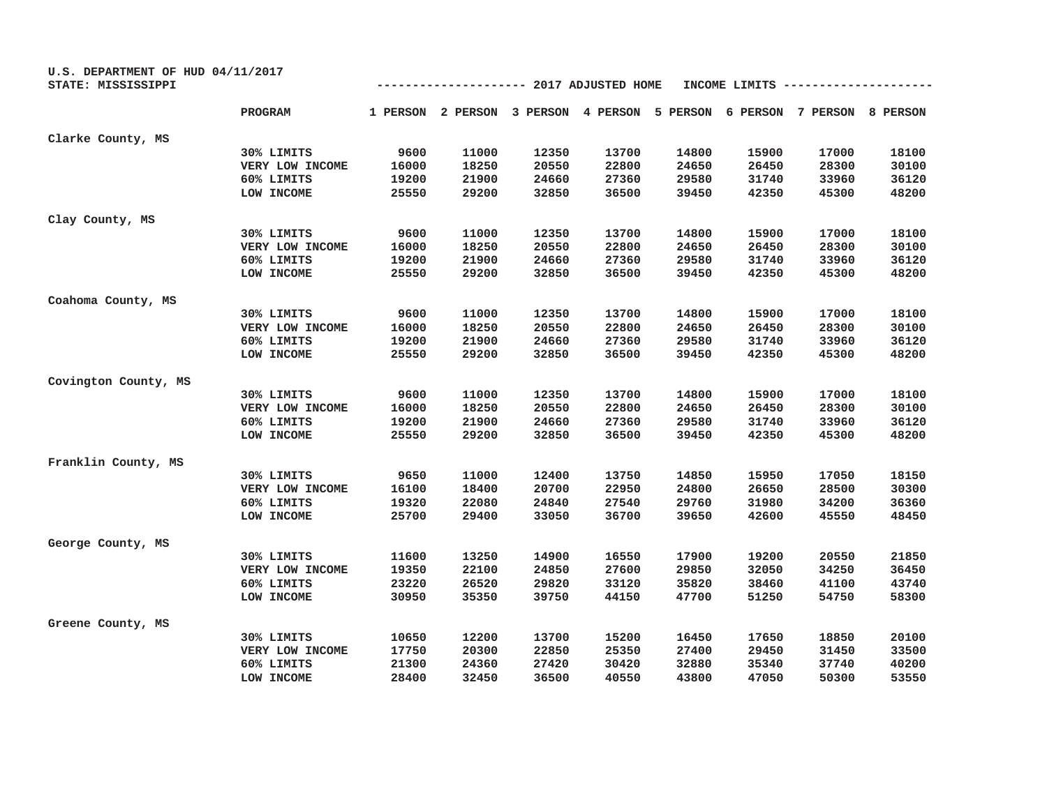U.S. DEPARTMENT OF HUD 04/11/2017
STATE: MISSISSIPPI

--------------------- 2017 ADJUSTED HOME INCOME LIMITS ---------------------

| | PROGRAM | 1 PERSON | 2 PERSON | 3 PERSON | 4 PERSON | 5 PERSON | 6 PERSON | 7 PERSON | 8 PERSON |
|---|---|---|---|---|---|---|---|---|---|
| Clarke County, MS | | | | | | | | | |
| | 30% LIMITS | 9600 | 11000 | 12350 | 13700 | 14800 | 15900 | 17000 | 18100 |
| | VERY LOW INCOME | 16000 | 18250 | 20550 | 22800 | 24650 | 26450 | 28300 | 30100 |
| | 60% LIMITS | 19200 | 21900 | 24660 | 27360 | 29580 | 31740 | 33960 | 36120 |
| | LOW INCOME | 25550 | 29200 | 32850 | 36500 | 39450 | 42350 | 45300 | 48200 |
| Clay County, MS | | | | | | | | | |
| | 30% LIMITS | 9600 | 11000 | 12350 | 13700 | 14800 | 15900 | 17000 | 18100 |
| | VERY LOW INCOME | 16000 | 18250 | 20550 | 22800 | 24650 | 26450 | 28300 | 30100 |
| | 60% LIMITS | 19200 | 21900 | 24660 | 27360 | 29580 | 31740 | 33960 | 36120 |
| | LOW INCOME | 25550 | 29200 | 32850 | 36500 | 39450 | 42350 | 45300 | 48200 |
| Coahoma County, MS | | | | | | | | | |
| | 30% LIMITS | 9600 | 11000 | 12350 | 13700 | 14800 | 15900 | 17000 | 18100 |
| | VERY LOW INCOME | 16000 | 18250 | 20550 | 22800 | 24650 | 26450 | 28300 | 30100 |
| | 60% LIMITS | 19200 | 21900 | 24660 | 27360 | 29580 | 31740 | 33960 | 36120 |
| | LOW INCOME | 25550 | 29200 | 32850 | 36500 | 39450 | 42350 | 45300 | 48200 |
| Covington County, MS | | | | | | | | | |
| | 30% LIMITS | 9600 | 11000 | 12350 | 13700 | 14800 | 15900 | 17000 | 18100 |
| | VERY LOW INCOME | 16000 | 18250 | 20550 | 22800 | 24650 | 26450 | 28300 | 30100 |
| | 60% LIMITS | 19200 | 21900 | 24660 | 27360 | 29580 | 31740 | 33960 | 36120 |
| | LOW INCOME | 25550 | 29200 | 32850 | 36500 | 39450 | 42350 | 45300 | 48200 |
| Franklin County, MS | | | | | | | | | |
| | 30% LIMITS | 9650 | 11000 | 12400 | 13750 | 14850 | 15950 | 17050 | 18150 |
| | VERY LOW INCOME | 16100 | 18400 | 20700 | 22950 | 24800 | 26650 | 28500 | 30300 |
| | 60% LIMITS | 19320 | 22080 | 24840 | 27540 | 29760 | 31980 | 34200 | 36360 |
| | LOW INCOME | 25700 | 29400 | 33050 | 36700 | 39650 | 42600 | 45550 | 48450 |
| George County, MS | | | | | | | | | |
| | 30% LIMITS | 11600 | 13250 | 14900 | 16550 | 17900 | 19200 | 20550 | 21850 |
| | VERY LOW INCOME | 19350 | 22100 | 24850 | 27600 | 29850 | 32050 | 34250 | 36450 |
| | 60% LIMITS | 23220 | 26520 | 29820 | 33120 | 35820 | 38460 | 41100 | 43740 |
| | LOW INCOME | 30950 | 35350 | 39750 | 44150 | 47700 | 51250 | 54750 | 58300 |
| Greene County, MS | | | | | | | | | |
| | 30% LIMITS | 10650 | 12200 | 13700 | 15200 | 16450 | 17650 | 18850 | 20100 |
| | VERY LOW INCOME | 17750 | 20300 | 22850 | 25350 | 27400 | 29450 | 31450 | 33500 |
| | 60% LIMITS | 21300 | 24360 | 27420 | 30420 | 32880 | 35340 | 37740 | 40200 |
| | LOW INCOME | 28400 | 32450 | 36500 | 40550 | 43800 | 47050 | 50300 | 53550 |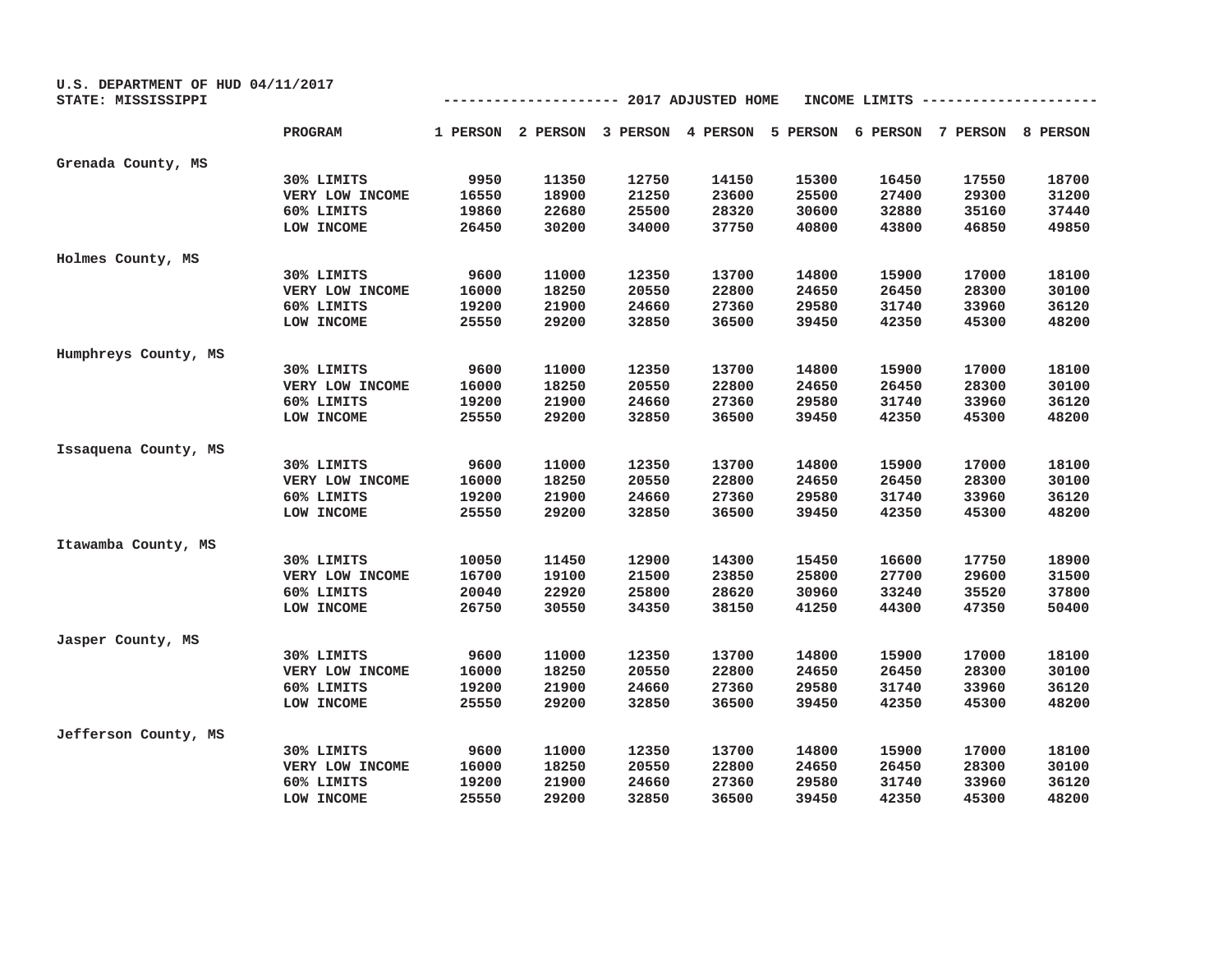U.S. DEPARTMENT OF HUD 04/11/2017
STATE: MISSISSIPPI

## 2017 ADJUSTED HOME INCOME LIMITS

| | PROGRAM | 1 PERSON | 2 PERSON | 3 PERSON | 4 PERSON | 5 PERSON | 6 PERSON | 7 PERSON | 8 PERSON |
|---|---|---|---|---|---|---|---|---|---|
| Grenada County, MS | | | | | | | | | |
| | 30% LIMITS | 9950 | 11350 | 12750 | 14150 | 15300 | 16450 | 17550 | 18700 |
| | VERY LOW INCOME | 16550 | 18900 | 21250 | 23600 | 25500 | 27400 | 29300 | 31200 |
| | 60% LIMITS | 19860 | 22680 | 25500 | 28320 | 30600 | 32880 | 35160 | 37440 |
| | LOW INCOME | 26450 | 30200 | 34000 | 37750 | 40800 | 43800 | 46850 | 49850 |
| Holmes County, MS | | | | | | | | | |
| | 30% LIMITS | 9600 | 11000 | 12350 | 13700 | 14800 | 15900 | 17000 | 18100 |
| | VERY LOW INCOME | 16000 | 18250 | 20550 | 22800 | 24650 | 26450 | 28300 | 30100 |
| | 60% LIMITS | 19200 | 21900 | 24660 | 27360 | 29580 | 31740 | 33960 | 36120 |
| | LOW INCOME | 25550 | 29200 | 32850 | 36500 | 39450 | 42350 | 45300 | 48200 |
| Humphreys County, MS | | | | | | | | | |
| | 30% LIMITS | 9600 | 11000 | 12350 | 13700 | 14800 | 15900 | 17000 | 18100 |
| | VERY LOW INCOME | 16000 | 18250 | 20550 | 22800 | 24650 | 26450 | 28300 | 30100 |
| | 60% LIMITS | 19200 | 21900 | 24660 | 27360 | 29580 | 31740 | 33960 | 36120 |
| | LOW INCOME | 25550 | 29200 | 32850 | 36500 | 39450 | 42350 | 45300 | 48200 |
| Issaquena County, MS | | | | | | | | | |
| | 30% LIMITS | 9600 | 11000 | 12350 | 13700 | 14800 | 15900 | 17000 | 18100 |
| | VERY LOW INCOME | 16000 | 18250 | 20550 | 22800 | 24650 | 26450 | 28300 | 30100 |
| | 60% LIMITS | 19200 | 21900 | 24660 | 27360 | 29580 | 31740 | 33960 | 36120 |
| | LOW INCOME | 25550 | 29200 | 32850 | 36500 | 39450 | 42350 | 45300 | 48200 |
| Itawamba County, MS | | | | | | | | | |
| | 30% LIMITS | 10050 | 11450 | 12900 | 14300 | 15450 | 16600 | 17750 | 18900 |
| | VERY LOW INCOME | 16700 | 19100 | 21500 | 23850 | 25800 | 27700 | 29600 | 31500 |
| | 60% LIMITS | 20040 | 22920 | 25800 | 28620 | 30960 | 33240 | 35520 | 37800 |
| | LOW INCOME | 26750 | 30550 | 34350 | 38150 | 41250 | 44300 | 47350 | 50400 |
| Jasper County, MS | | | | | | | | | |
| | 30% LIMITS | 9600 | 11000 | 12350 | 13700 | 14800 | 15900 | 17000 | 18100 |
| | VERY LOW INCOME | 16000 | 18250 | 20550 | 22800 | 24650 | 26450 | 28300 | 30100 |
| | 60% LIMITS | 19200 | 21900 | 24660 | 27360 | 29580 | 31740 | 33960 | 36120 |
| | LOW INCOME | 25550 | 29200 | 32850 | 36500 | 39450 | 42350 | 45300 | 48200 |
| Jefferson County, MS | | | | | | | | | |
| | 30% LIMITS | 9600 | 11000 | 12350 | 13700 | 14800 | 15900 | 17000 | 18100 |
| | VERY LOW INCOME | 16000 | 18250 | 20550 | 22800 | 24650 | 26450 | 28300 | 30100 |
| | 60% LIMITS | 19200 | 21900 | 24660 | 27360 | 29580 | 31740 | 33960 | 36120 |
| | LOW INCOME | 25550 | 29200 | 32850 | 36500 | 39450 | 42350 | 45300 | 48200 |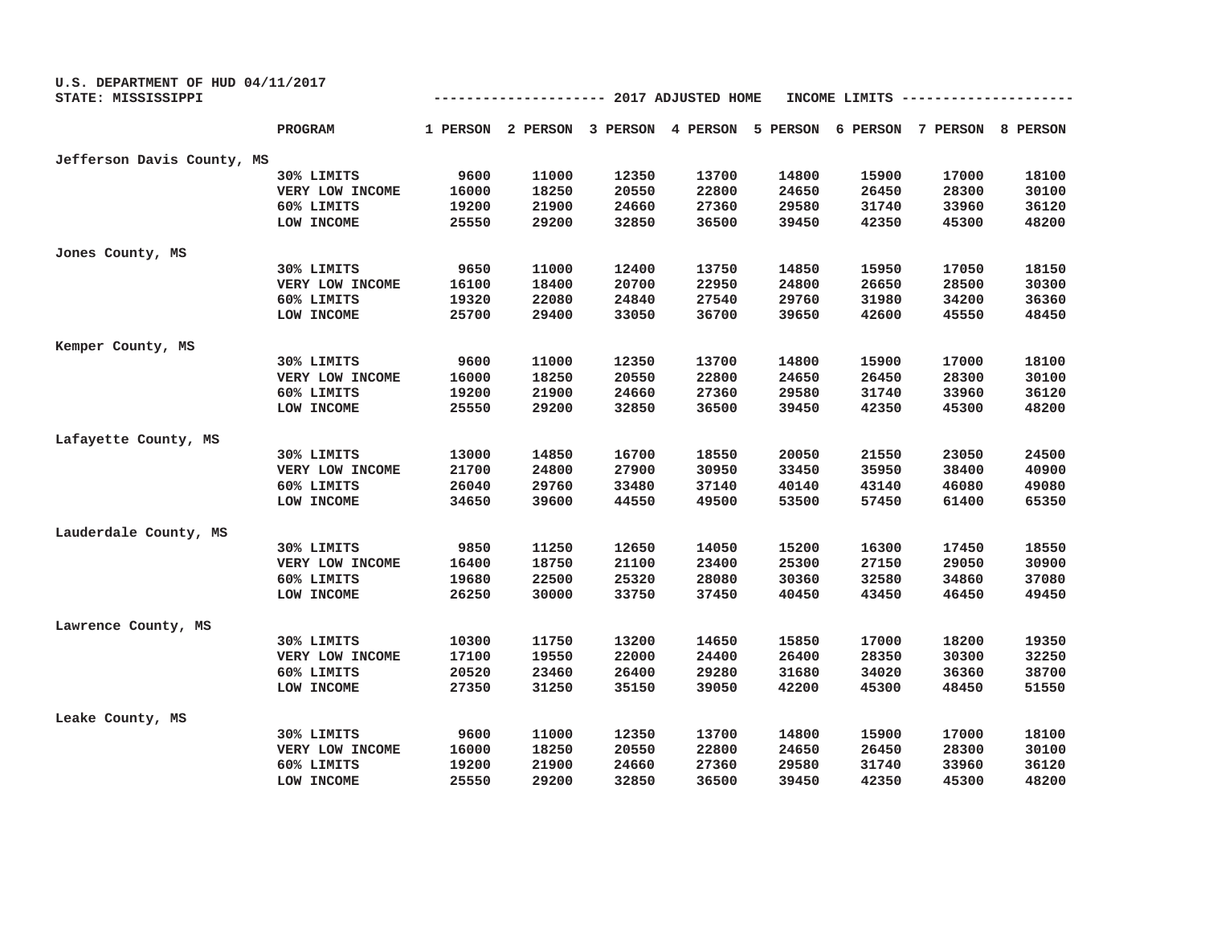U.S. DEPARTMENT OF HUD 04/11/2017
STATE: MISSISSIPPI

-------------------- 2017 ADJUSTED HOME INCOME LIMITS --------------------

| | PROGRAM | 1 PERSON | 2 PERSON | 3 PERSON | 4 PERSON | 5 PERSON | 6 PERSON | 7 PERSON | 8 PERSON |
|---|---|---|---|---|---|---|---|---|---|
| Jefferson Davis County, MS | | | | | | | | | |
| | 30% LIMITS | 9600 | 11000 | 12350 | 13700 | 14800 | 15900 | 17000 | 18100 |
| | VERY LOW INCOME | 16000 | 18250 | 20550 | 22800 | 24650 | 26450 | 28300 | 30100 |
| | 60% LIMITS | 19200 | 21900 | 24660 | 27360 | 29580 | 31740 | 33960 | 36120 |
| | LOW INCOME | 25550 | 29200 | 32850 | 36500 | 39450 | 42350 | 45300 | 48200 |
| Jones County, MS | | | | | | | | | |
| | 30% LIMITS | 9650 | 11000 | 12400 | 13750 | 14850 | 15950 | 17050 | 18150 |
| | VERY LOW INCOME | 16100 | 18400 | 20700 | 22950 | 24800 | 26650 | 28500 | 30300 |
| | 60% LIMITS | 19320 | 22080 | 24840 | 27540 | 29760 | 31980 | 34200 | 36360 |
| | LOW INCOME | 25700 | 29400 | 33050 | 36700 | 39650 | 42600 | 45550 | 48450 |
| Kemper County, MS | | | | | | | | | |
| | 30% LIMITS | 9600 | 11000 | 12350 | 13700 | 14800 | 15900 | 17000 | 18100 |
| | VERY LOW INCOME | 16000 | 18250 | 20550 | 22800 | 24650 | 26450 | 28300 | 30100 |
| | 60% LIMITS | 19200 | 21900 | 24660 | 27360 | 29580 | 31740 | 33960 | 36120 |
| | LOW INCOME | 25550 | 29200 | 32850 | 36500 | 39450 | 42350 | 45300 | 48200 |
| Lafayette County, MS | | | | | | | | | |
| | 30% LIMITS | 13000 | 14850 | 16700 | 18550 | 20050 | 21550 | 23050 | 24500 |
| | VERY LOW INCOME | 21700 | 24800 | 27900 | 30950 | 33450 | 35950 | 38400 | 40900 |
| | 60% LIMITS | 26040 | 29760 | 33480 | 37140 | 40140 | 43140 | 46080 | 49080 |
| | LOW INCOME | 34650 | 39600 | 44550 | 49500 | 53500 | 57450 | 61400 | 65350 |
| Lauderdale County, MS | | | | | | | | | |
| | 30% LIMITS | 9850 | 11250 | 12650 | 14050 | 15200 | 16300 | 17450 | 18550 |
| | VERY LOW INCOME | 16400 | 18750 | 21100 | 23400 | 25300 | 27150 | 29050 | 30900 |
| | 60% LIMITS | 19680 | 22500 | 25320 | 28080 | 30360 | 32580 | 34860 | 37080 |
| | LOW INCOME | 26250 | 30000 | 33750 | 37450 | 40450 | 43450 | 46450 | 49450 |
| Lawrence County, MS | | | | | | | | | |
| | 30% LIMITS | 10300 | 11750 | 13200 | 14650 | 15850 | 17000 | 18200 | 19350 |
| | VERY LOW INCOME | 17100 | 19550 | 22000 | 24400 | 26400 | 28350 | 30300 | 32250 |
| | 60% LIMITS | 20520 | 23460 | 26400 | 29280 | 31680 | 34020 | 36360 | 38700 |
| | LOW INCOME | 27350 | 31250 | 35150 | 39050 | 42200 | 45300 | 48450 | 51550 |
| Leake County, MS | | | | | | | | | |
| | 30% LIMITS | 9600 | 11000 | 12350 | 13700 | 14800 | 15900 | 17000 | 18100 |
| | VERY LOW INCOME | 16000 | 18250 | 20550 | 22800 | 24650 | 26450 | 28300 | 30100 |
| | 60% LIMITS | 19200 | 21900 | 24660 | 27360 | 29580 | 31740 | 33960 | 36120 |
| | LOW INCOME | 25550 | 29200 | 32850 | 36500 | 39450 | 42350 | 45300 | 48200 |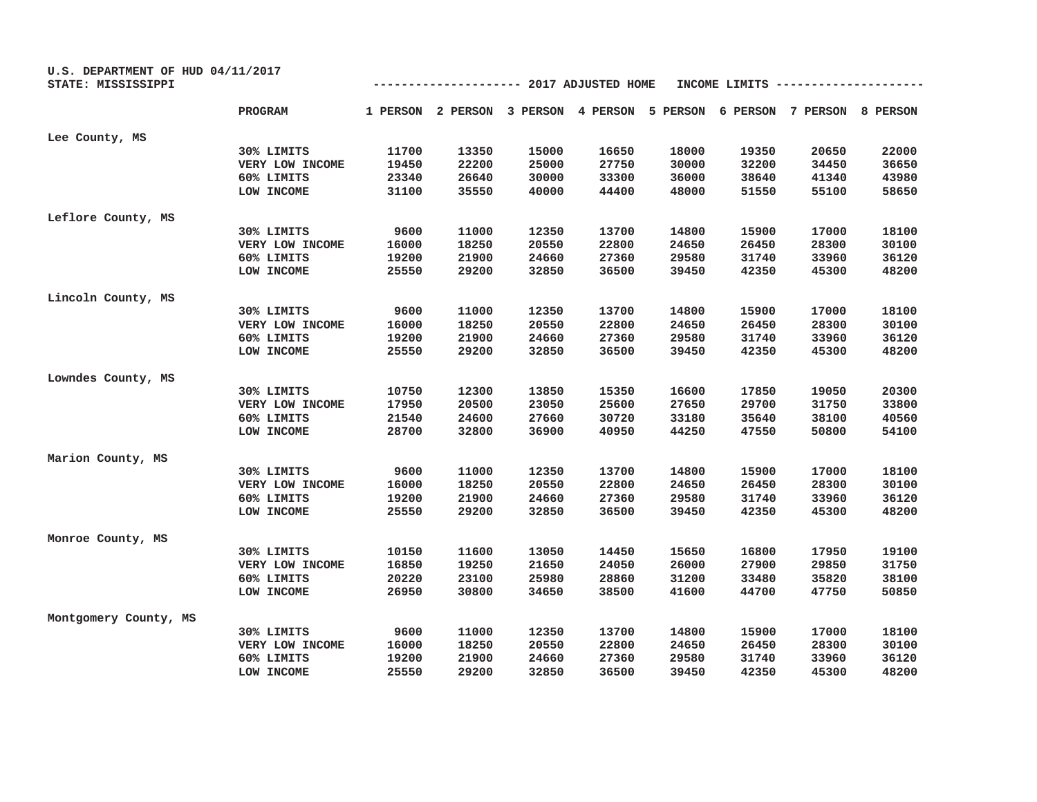U.S. DEPARTMENT OF HUD 04/11/2017
STATE: MISSISSIPPI

-------------------- 2017 ADJUSTED HOME INCOME LIMITS --------------------

| | PROGRAM | 1 PERSON | 2 PERSON | 3 PERSON | 4 PERSON | 5 PERSON | 6 PERSON | 7 PERSON | 8 PERSON |
|---|---|---|---|---|---|---|---|---|---|
| Lee County, MS | | | | | | | | | |
| | 30% LIMITS | 11700 | 13350 | 15000 | 16650 | 18000 | 19350 | 20650 | 22000 |
| | VERY LOW INCOME | 19450 | 22200 | 25000 | 27750 | 30000 | 32200 | 34450 | 36650 |
| | 60% LIMITS | 23340 | 26640 | 30000 | 33300 | 36000 | 38640 | 41340 | 43980 |
| | LOW INCOME | 31100 | 35550 | 40000 | 44400 | 48000 | 51550 | 55100 | 58650 |
| Leflore County, MS | | | | | | | | | |
| | 30% LIMITS | 9600 | 11000 | 12350 | 13700 | 14800 | 15900 | 17000 | 18100 |
| | VERY LOW INCOME | 16000 | 18250 | 20550 | 22800 | 24650 | 26450 | 28300 | 30100 |
| | 60% LIMITS | 19200 | 21900 | 24660 | 27360 | 29580 | 31740 | 33960 | 36120 |
| | LOW INCOME | 25550 | 29200 | 32850 | 36500 | 39450 | 42350 | 45300 | 48200 |
| Lincoln County, MS | | | | | | | | | |
| | 30% LIMITS | 9600 | 11000 | 12350 | 13700 | 14800 | 15900 | 17000 | 18100 |
| | VERY LOW INCOME | 16000 | 18250 | 20550 | 22800 | 24650 | 26450 | 28300 | 30100 |
| | 60% LIMITS | 19200 | 21900 | 24660 | 27360 | 29580 | 31740 | 33960 | 36120 |
| | LOW INCOME | 25550 | 29200 | 32850 | 36500 | 39450 | 42350 | 45300 | 48200 |
| Lowndes County, MS | | | | | | | | | |
| | 30% LIMITS | 10750 | 12300 | 13850 | 15350 | 16600 | 17850 | 19050 | 20300 |
| | VERY LOW INCOME | 17950 | 20500 | 23050 | 25600 | 27650 | 29700 | 31750 | 33800 |
| | 60% LIMITS | 21540 | 24600 | 27660 | 30720 | 33180 | 35640 | 38100 | 40560 |
| | LOW INCOME | 28700 | 32800 | 36900 | 40950 | 44250 | 47550 | 50800 | 54100 |
| Marion County, MS | | | | | | | | | |
| | 30% LIMITS | 9600 | 11000 | 12350 | 13700 | 14800 | 15900 | 17000 | 18100 |
| | VERY LOW INCOME | 16000 | 18250 | 20550 | 22800 | 24650 | 26450 | 28300 | 30100 |
| | 60% LIMITS | 19200 | 21900 | 24660 | 27360 | 29580 | 31740 | 33960 | 36120 |
| | LOW INCOME | 25550 | 29200 | 32850 | 36500 | 39450 | 42350 | 45300 | 48200 |
| Monroe County, MS | | | | | | | | | |
| | 30% LIMITS | 10150 | 11600 | 13050 | 14450 | 15650 | 16800 | 17950 | 19100 |
| | VERY LOW INCOME | 16850 | 19250 | 21650 | 24050 | 26000 | 27900 | 29850 | 31750 |
| | 60% LIMITS | 20220 | 23100 | 25980 | 28860 | 31200 | 33480 | 35820 | 38100 |
| | LOW INCOME | 26950 | 30800 | 34650 | 38500 | 41600 | 44700 | 47750 | 50850 |
| Montgomery County, MS | | | | | | | | | |
| | 30% LIMITS | 9600 | 11000 | 12350 | 13700 | 14800 | 15900 | 17000 | 18100 |
| | VERY LOW INCOME | 16000 | 18250 | 20550 | 22800 | 24650 | 26450 | 28300 | 30100 |
| | 60% LIMITS | 19200 | 21900 | 24660 | 27360 | 29580 | 31740 | 33960 | 36120 |
| | LOW INCOME | 25550 | 29200 | 32850 | 36500 | 39450 | 42350 | 45300 | 48200 |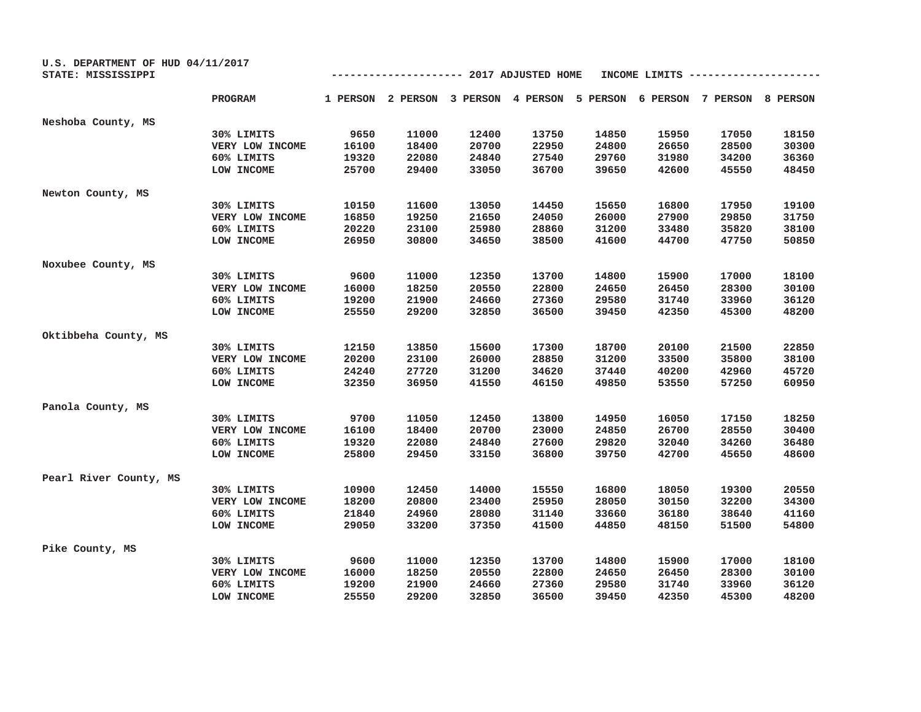U.S. DEPARTMENT OF HUD 04/11/2017
STATE: MISSISSIPPI

--------------------- 2017 ADJUSTED HOME INCOME LIMITS ---------------------

| | PROGRAM | 1 PERSON | 2 PERSON | 3 PERSON | 4 PERSON | 5 PERSON | 6 PERSON | 7 PERSON | 8 PERSON |
|---|---|---|---|---|---|---|---|---|---|
| Neshoba County, MS | | | | | | | | | |
| | 30% LIMITS | 9650 | 11000 | 12400 | 13750 | 14850 | 15950 | 17050 | 18150 |
| | VERY LOW INCOME | 16100 | 18400 | 20700 | 22950 | 24800 | 26650 | 28500 | 30300 |
| | 60% LIMITS | 19320 | 22080 | 24840 | 27540 | 29760 | 31980 | 34200 | 36360 |
| | LOW INCOME | 25700 | 29400 | 33050 | 36700 | 39650 | 42600 | 45550 | 48450 |
| Newton County, MS | | | | | | | | | |
| | 30% LIMITS | 10150 | 11600 | 13050 | 14450 | 15650 | 16800 | 17950 | 19100 |
| | VERY LOW INCOME | 16850 | 19250 | 21650 | 24050 | 26000 | 27900 | 29850 | 31750 |
| | 60% LIMITS | 20220 | 23100 | 25980 | 28860 | 31200 | 33480 | 35820 | 38100 |
| | LOW INCOME | 26950 | 30800 | 34650 | 38500 | 41600 | 44700 | 47750 | 50850 |
| Noxubee County, MS | | | | | | | | | |
| | 30% LIMITS | 9600 | 11000 | 12350 | 13700 | 14800 | 15900 | 17000 | 18100 |
| | VERY LOW INCOME | 16000 | 18250 | 20550 | 22800 | 24650 | 26450 | 28300 | 30100 |
| | 60% LIMITS | 19200 | 21900 | 24660 | 27360 | 29580 | 31740 | 33960 | 36120 |
| | LOW INCOME | 25550 | 29200 | 32850 | 36500 | 39450 | 42350 | 45300 | 48200 |
| Oktibbeha County, MS | | | | | | | | | |
| | 30% LIMITS | 12150 | 13850 | 15600 | 17300 | 18700 | 20100 | 21500 | 22850 |
| | VERY LOW INCOME | 20200 | 23100 | 26000 | 28850 | 31200 | 33500 | 35800 | 38100 |
| | 60% LIMITS | 24240 | 27720 | 31200 | 34620 | 37440 | 40200 | 42960 | 45720 |
| | LOW INCOME | 32350 | 36950 | 41550 | 46150 | 49850 | 53550 | 57250 | 60950 |
| Panola County, MS | | | | | | | | | |
| | 30% LIMITS | 9700 | 11050 | 12450 | 13800 | 14950 | 16050 | 17150 | 18250 |
| | VERY LOW INCOME | 16100 | 18400 | 20700 | 23000 | 24850 | 26700 | 28550 | 30400 |
| | 60% LIMITS | 19320 | 22080 | 24840 | 27600 | 29820 | 32040 | 34260 | 36480 |
| | LOW INCOME | 25800 | 29450 | 33150 | 36800 | 39750 | 42700 | 45650 | 48600 |
| Pearl River County, MS | | | | | | | | | |
| | 30% LIMITS | 10900 | 12450 | 14000 | 15550 | 16800 | 18050 | 19300 | 20550 |
| | VERY LOW INCOME | 18200 | 20800 | 23400 | 25950 | 28050 | 30150 | 32200 | 34300 |
| | 60% LIMITS | 21840 | 24960 | 28080 | 31140 | 33660 | 36180 | 38640 | 41160 |
| | LOW INCOME | 29050 | 33200 | 37350 | 41500 | 44850 | 48150 | 51500 | 54800 |
| Pike County, MS | | | | | | | | | |
| | 30% LIMITS | 9600 | 11000 | 12350 | 13700 | 14800 | 15900 | 17000 | 18100 |
| | VERY LOW INCOME | 16000 | 18250 | 20550 | 22800 | 24650 | 26450 | 28300 | 30100 |
| | 60% LIMITS | 19200 | 21900 | 24660 | 27360 | 29580 | 31740 | 33960 | 36120 |
| | LOW INCOME | 25550 | 29200 | 32850 | 36500 | 39450 | 42350 | 45300 | 48200 |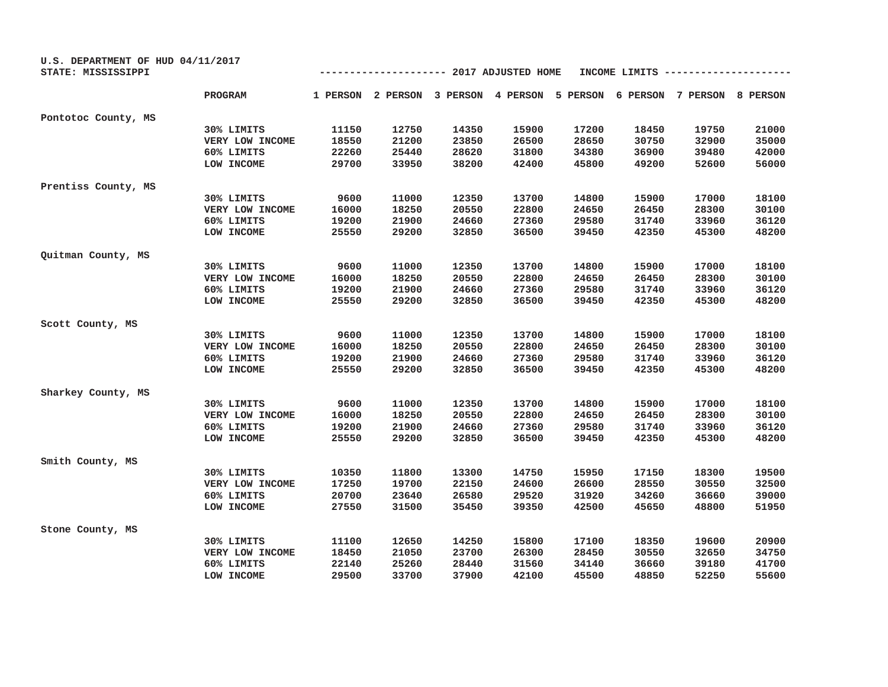U.S. DEPARTMENT OF HUD 04/11/2017
STATE: MISSISSIPPI

-------------------- 2017 ADJUSTED HOME INCOME LIMITS --------------------

| | PROGRAM | 1 PERSON | 2 PERSON | 3 PERSON | 4 PERSON | 5 PERSON | 6 PERSON | 7 PERSON | 8 PERSON |
|---|---|---|---|---|---|---|---|---|---|
| Pontotoc County, MS | | | | | | | | | |
| | 30% LIMITS | 11150 | 12750 | 14350 | 15900 | 17200 | 18450 | 19750 | 21000 |
| | VERY LOW INCOME | 18550 | 21200 | 23850 | 26500 | 28650 | 30750 | 32900 | 35000 |
| | 60% LIMITS | 22260 | 25440 | 28620 | 31800 | 34380 | 36900 | 39480 | 42000 |
| | LOW INCOME | 29700 | 33950 | 38200 | 42400 | 45800 | 49200 | 52600 | 56000 |
| Prentiss County, MS | | | | | | | | | |
| | 30% LIMITS | 9600 | 11000 | 12350 | 13700 | 14800 | 15900 | 17000 | 18100 |
| | VERY LOW INCOME | 16000 | 18250 | 20550 | 22800 | 24650 | 26450 | 28300 | 30100 |
| | 60% LIMITS | 19200 | 21900 | 24660 | 27360 | 29580 | 31740 | 33960 | 36120 |
| | LOW INCOME | 25550 | 29200 | 32850 | 36500 | 39450 | 42350 | 45300 | 48200 |
| Quitman County, MS | | | | | | | | | |
| | 30% LIMITS | 9600 | 11000 | 12350 | 13700 | 14800 | 15900 | 17000 | 18100 |
| | VERY LOW INCOME | 16000 | 18250 | 20550 | 22800 | 24650 | 26450 | 28300 | 30100 |
| | 60% LIMITS | 19200 | 21900 | 24660 | 27360 | 29580 | 31740 | 33960 | 36120 |
| | LOW INCOME | 25550 | 29200 | 32850 | 36500 | 39450 | 42350 | 45300 | 48200 |
| Scott County, MS | | | | | | | | | |
| | 30% LIMITS | 9600 | 11000 | 12350 | 13700 | 14800 | 15900 | 17000 | 18100 |
| | VERY LOW INCOME | 16000 | 18250 | 20550 | 22800 | 24650 | 26450 | 28300 | 30100 |
| | 60% LIMITS | 19200 | 21900 | 24660 | 27360 | 29580 | 31740 | 33960 | 36120 |
| | LOW INCOME | 25550 | 29200 | 32850 | 36500 | 39450 | 42350 | 45300 | 48200 |
| Sharkey County, MS | | | | | | | | | |
| | 30% LIMITS | 9600 | 11000 | 12350 | 13700 | 14800 | 15900 | 17000 | 18100 |
| | VERY LOW INCOME | 16000 | 18250 | 20550 | 22800 | 24650 | 26450 | 28300 | 30100 |
| | 60% LIMITS | 19200 | 21900 | 24660 | 27360 | 29580 | 31740 | 33960 | 36120 |
| | LOW INCOME | 25550 | 29200 | 32850 | 36500 | 39450 | 42350 | 45300 | 48200 |
| Smith County, MS | | | | | | | | | |
| | 30% LIMITS | 10350 | 11800 | 13300 | 14750 | 15950 | 17150 | 18300 | 19500 |
| | VERY LOW INCOME | 17250 | 19700 | 22150 | 24600 | 26600 | 28550 | 30550 | 32500 |
| | 60% LIMITS | 20700 | 23640 | 26580 | 29520 | 31920 | 34260 | 36660 | 39000 |
| | LOW INCOME | 27550 | 31500 | 35450 | 39350 | 42500 | 45650 | 48800 | 51950 |
| Stone County, MS | | | | | | | | | |
| | 30% LIMITS | 11100 | 12650 | 14250 | 15800 | 17100 | 18350 | 19600 | 20900 |
| | VERY LOW INCOME | 18450 | 21050 | 23700 | 26300 | 28450 | 30550 | 32650 | 34750 |
| | 60% LIMITS | 22140 | 25260 | 28440 | 31560 | 34140 | 36660 | 39180 | 41700 |
| | LOW INCOME | 29500 | 33700 | 37900 | 42100 | 45500 | 48850 | 52250 | 55600 |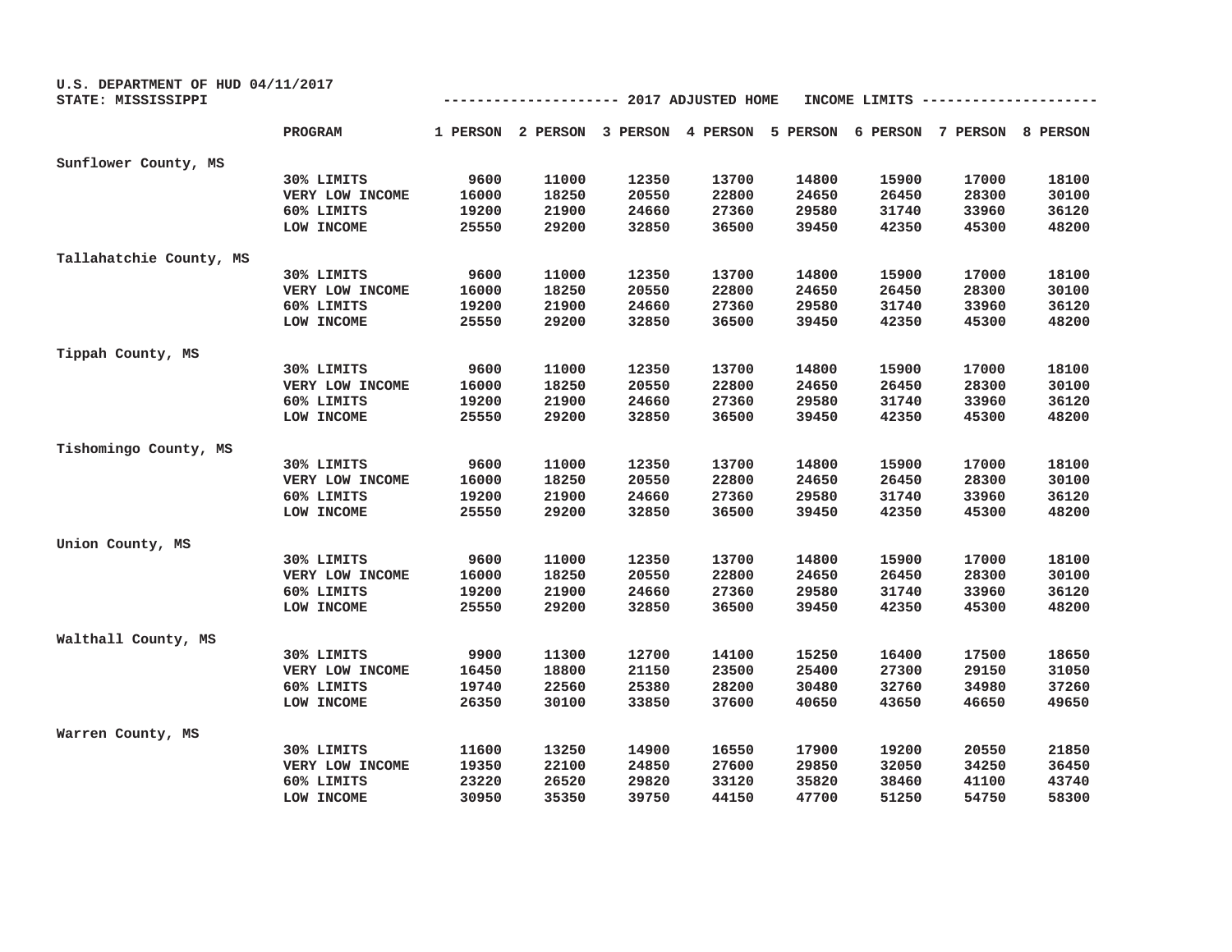U.S. DEPARTMENT OF HUD 04/11/2017
STATE: MISSISSIPPI

-------------------- 2017 ADJUSTED HOME INCOME LIMITS --------------------

| | PROGRAM | 1 PERSON | 2 PERSON | 3 PERSON | 4 PERSON | 5 PERSON | 6 PERSON | 7 PERSON | 8 PERSON |
|---|---|---|---|---|---|---|---|---|---|
| Sunflower County, MS | | | | | | | | | |
| | 30% LIMITS | 9600 | 11000 | 12350 | 13700 | 14800 | 15900 | 17000 | 18100 |
| | VERY LOW INCOME | 16000 | 18250 | 20550 | 22800 | 24650 | 26450 | 28300 | 30100 |
| | 60% LIMITS | 19200 | 21900 | 24660 | 27360 | 29580 | 31740 | 33960 | 36120 |
| | LOW INCOME | 25550 | 29200 | 32850 | 36500 | 39450 | 42350 | 45300 | 48200 |
| Tallahatchie County, MS | | | | | | | | | |
| | 30% LIMITS | 9600 | 11000 | 12350 | 13700 | 14800 | 15900 | 17000 | 18100 |
| | VERY LOW INCOME | 16000 | 18250 | 20550 | 22800 | 24650 | 26450 | 28300 | 30100 |
| | 60% LIMITS | 19200 | 21900 | 24660 | 27360 | 29580 | 31740 | 33960 | 36120 |
| | LOW INCOME | 25550 | 29200 | 32850 | 36500 | 39450 | 42350 | 45300 | 48200 |
| Tippah County, MS | | | | | | | | | |
| | 30% LIMITS | 9600 | 11000 | 12350 | 13700 | 14800 | 15900 | 17000 | 18100 |
| | VERY LOW INCOME | 16000 | 18250 | 20550 | 22800 | 24650 | 26450 | 28300 | 30100 |
| | 60% LIMITS | 19200 | 21900 | 24660 | 27360 | 29580 | 31740 | 33960 | 36120 |
| | LOW INCOME | 25550 | 29200 | 32850 | 36500 | 39450 | 42350 | 45300 | 48200 |
| Tishomingo County, MS | | | | | | | | | |
| | 30% LIMITS | 9600 | 11000 | 12350 | 13700 | 14800 | 15900 | 17000 | 18100 |
| | VERY LOW INCOME | 16000 | 18250 | 20550 | 22800 | 24650 | 26450 | 28300 | 30100 |
| | 60% LIMITS | 19200 | 21900 | 24660 | 27360 | 29580 | 31740 | 33960 | 36120 |
| | LOW INCOME | 25550 | 29200 | 32850 | 36500 | 39450 | 42350 | 45300 | 48200 |
| Union County, MS | | | | | | | | | |
| | 30% LIMITS | 9600 | 11000 | 12350 | 13700 | 14800 | 15900 | 17000 | 18100 |
| | VERY LOW INCOME | 16000 | 18250 | 20550 | 22800 | 24650 | 26450 | 28300 | 30100 |
| | 60% LIMITS | 19200 | 21900 | 24660 | 27360 | 29580 | 31740 | 33960 | 36120 |
| | LOW INCOME | 25550 | 29200 | 32850 | 36500 | 39450 | 42350 | 45300 | 48200 |
| Walthall County, MS | | | | | | | | | |
| | 30% LIMITS | 9900 | 11300 | 12700 | 14100 | 15250 | 16400 | 17500 | 18650 |
| | VERY LOW INCOME | 16450 | 18800 | 21150 | 23500 | 25400 | 27300 | 29150 | 31050 |
| | 60% LIMITS | 19740 | 22560 | 25380 | 28200 | 30480 | 32760 | 34980 | 37260 |
| | LOW INCOME | 26350 | 30100 | 33850 | 37600 | 40650 | 43650 | 46650 | 49650 |
| Warren County, MS | | | | | | | | | |
| | 30% LIMITS | 11600 | 13250 | 14900 | 16550 | 17900 | 19200 | 20550 | 21850 |
| | VERY LOW INCOME | 19350 | 22100 | 24850 | 27600 | 29850 | 32050 | 34250 | 36450 |
| | 60% LIMITS | 23220 | 26520 | 29820 | 33120 | 35820 | 38460 | 41100 | 43740 |
| | LOW INCOME | 30950 | 35350 | 39750 | 44150 | 47700 | 51250 | 54750 | 58300 |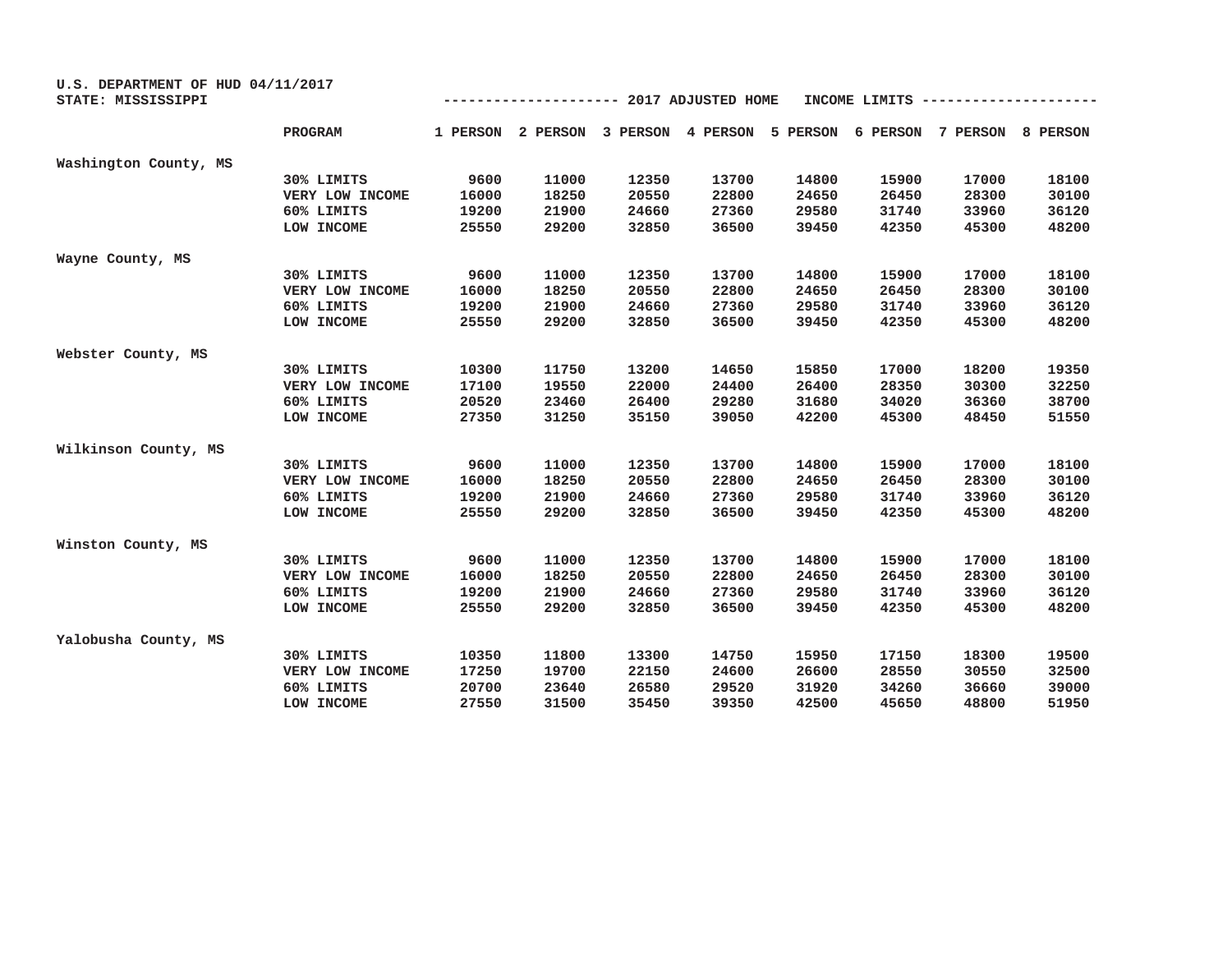U.S. DEPARTMENT OF HUD 04/11/2017
STATE: MISSISSIPPI

-------------------- 2017 ADJUSTED HOME INCOME LIMITS --------------------

| | PROGRAM | 1 PERSON | 2 PERSON | 3 PERSON | 4 PERSON | 5 PERSON | 6 PERSON | 7 PERSON | 8 PERSON |
|---|---|---|---|---|---|---|---|---|---|
| Washington County, MS | | | | | | | | | |
| | 30% LIMITS | 9600 | 11000 | 12350 | 13700 | 14800 | 15900 | 17000 | 18100 |
| | VERY LOW INCOME | 16000 | 18250 | 20550 | 22800 | 24650 | 26450 | 28300 | 30100 |
| | 60% LIMITS | 19200 | 21900 | 24660 | 27360 | 29580 | 31740 | 33960 | 36120 |
| | LOW INCOME | 25550 | 29200 | 32850 | 36500 | 39450 | 42350 | 45300 | 48200 |
| Wayne County, MS | | | | | | | | | |
| | 30% LIMITS | 9600 | 11000 | 12350 | 13700 | 14800 | 15900 | 17000 | 18100 |
| | VERY LOW INCOME | 16000 | 18250 | 20550 | 22800 | 24650 | 26450 | 28300 | 30100 |
| | 60% LIMITS | 19200 | 21900 | 24660 | 27360 | 29580 | 31740 | 33960 | 36120 |
| | LOW INCOME | 25550 | 29200 | 32850 | 36500 | 39450 | 42350 | 45300 | 48200 |
| Webster County, MS | | | | | | | | | |
| | 30% LIMITS | 10300 | 11750 | 13200 | 14650 | 15850 | 17000 | 18200 | 19350 |
| | VERY LOW INCOME | 17100 | 19550 | 22000 | 24400 | 26400 | 28350 | 30300 | 32250 |
| | 60% LIMITS | 20520 | 23460 | 26400 | 29280 | 31680 | 34020 | 36360 | 38700 |
| | LOW INCOME | 27350 | 31250 | 35150 | 39050 | 42200 | 45300 | 48450 | 51550 |
| Wilkinson County, MS | | | | | | | | | |
| | 30% LIMITS | 9600 | 11000 | 12350 | 13700 | 14800 | 15900 | 17000 | 18100 |
| | VERY LOW INCOME | 16000 | 18250 | 20550 | 22800 | 24650 | 26450 | 28300 | 30100 |
| | 60% LIMITS | 19200 | 21900 | 24660 | 27360 | 29580 | 31740 | 33960 | 36120 |
| | LOW INCOME | 25550 | 29200 | 32850 | 36500 | 39450 | 42350 | 45300 | 48200 |
| Winston County, MS | | | | | | | | | |
| | 30% LIMITS | 9600 | 11000 | 12350 | 13700 | 14800 | 15900 | 17000 | 18100 |
| | VERY LOW INCOME | 16000 | 18250 | 20550 | 22800 | 24650 | 26450 | 28300 | 30100 |
| | 60% LIMITS | 19200 | 21900 | 24660 | 27360 | 29580 | 31740 | 33960 | 36120 |
| | LOW INCOME | 25550 | 29200 | 32850 | 36500 | 39450 | 42350 | 45300 | 48200 |
| Yalobusha County, MS | | | | | | | | | |
| | 30% LIMITS | 10350 | 11800 | 13300 | 14750 | 15950 | 17150 | 18300 | 19500 |
| | VERY LOW INCOME | 17250 | 19700 | 22150 | 24600 | 26600 | 28550 | 30550 | 32500 |
| | 60% LIMITS | 20700 | 23640 | 26580 | 29520 | 31920 | 34260 | 36660 | 39000 |
| | LOW INCOME | 27550 | 31500 | 35450 | 39350 | 42500 | 45650 | 48800 | 51950 |